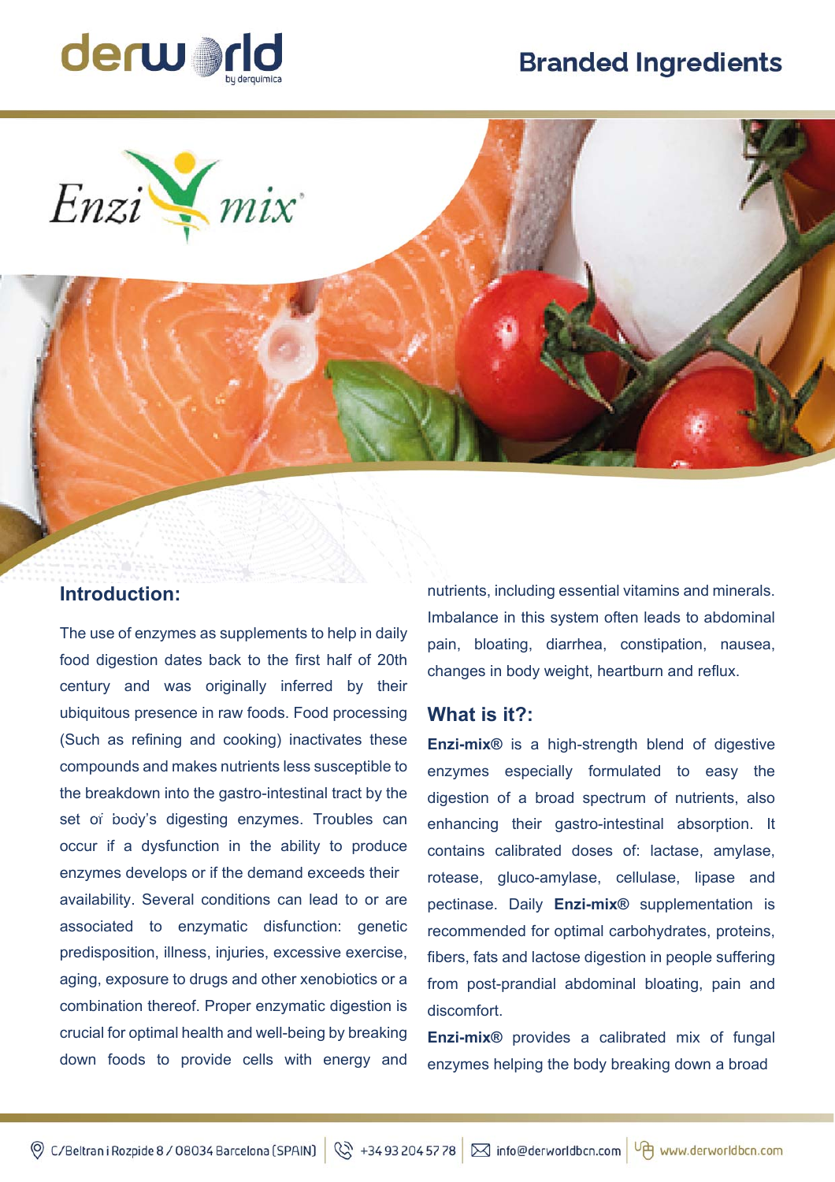derworld by derquimica

Branded Ingredients

Enzi mix

## Introduction:

The use of enzymes as supplements to help in daily food digestion dates back to the first half of 20th century and was originally inferred by their ubiquitous presence in raw foods. Food processing (Such as refining and cooking) inactivates these compounds and makes nutrients less susceptible to the breakdown into the gastro-intestinal tract by the set of body's digesting enzymes. Troubles can occur if a dysfunction in the ability to produce enzymes develops or if the demand exceeds their availability. Several conditions can lead to or are associated to enzymatic disfunction: genetic predisposition, illness, injuries, excessive exercise, aging, exposure to drugs and other xenobiotics or a combination thereof. Proper enzymatic digestion is crucial for optimal health and well-being by breaking down foods to provide cells with energy and nutrients, including essential vitamins and minerals. Imbalance in this system often leads to abdominal pain, bloating, diarrhea, constipation, nausea, changes in body weight, heartburn and reflux.

## What is it?:

**Enzi-mix®** is a high-strength blend of digestive enzymes especially formulated to easy the digestion of a broad spectrum of nutrients, also enhancing their gastro-intestinal absorption. It contains calibrated doses of: lactase, amylase, rotease, gluco-amylase, cellulase, lipase and pectinase. Daily **Enzi-mix®** supplementation is recommended for optimal carbohydrates, proteins, fibers, fats and lactose digestion in people suffering from post-prandial abdominal bloating, pain and discomfort.

**Enzi-mix®** provides a calibrated mix of fungal enzymes helping the body breaking down a broad

C/Beltran i Rozpide 8 / 08034 Barcelona (SPAIN) | +34 93 204 57 78 | info@derworldbcn.com | www.derworldbcn.com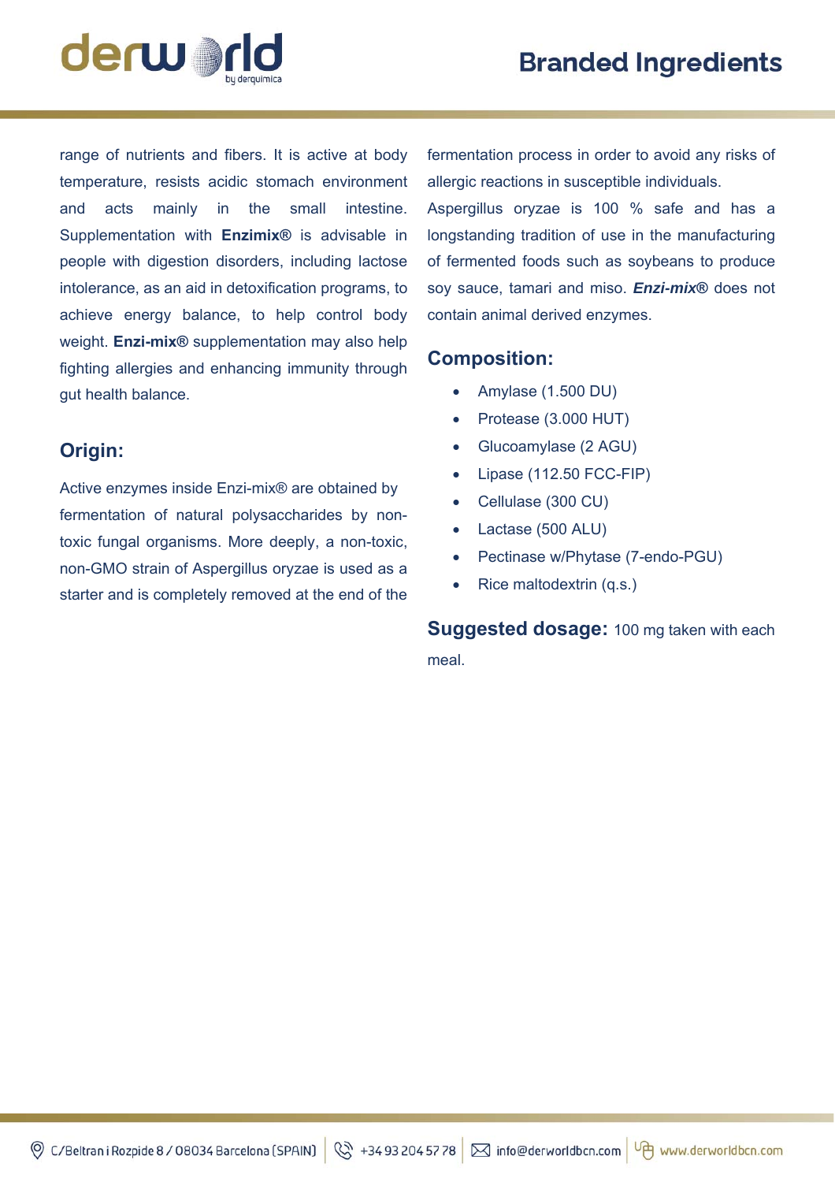range of nutrients and fibers. It is active at body temperature, resists acidic stomach environment and acts mainly in the small intestine. Supplementation with **Enzimix®** is advisable in people with digestion disorders, including lactose intolerance, as an aid in detoxification programs, to achieve energy balance, to help control body weight. **Enzi-mix®** supplementation may also help fighting allergies and enhancing immunity through gut health balance.

## Origin:

Active enzymes inside Enzi-mix® are obtained by fermentation of natural polysaccharides by non-toxic fungal organisms. More deeply, a non-toxic, non-GMO strain of Aspergillus oryzae is used as a starter and is completely removed at the end of the fermentation process in order to avoid any risks of allergic reactions in susceptible individuals. Aspergillus oryzae is 100 % safe and has a longstanding tradition of use in the manufacturing of fermented foods such as soybeans to produce soy sauce, tamari and miso. ***Enzi-mix®*** does not contain animal derived enzymes.

## Composition:

- Amylase (1.500 DU)
- Protease (3.000 HUT)
- Glucoamylase (2 AGU)
- Lipase (112.50 FCC-FIP)
- Cellulase (300 CU)
- Lactase (500 ALU)
- Pectinase w/Phytase (7-endo-PGU)
- Rice maltodextrin (q.s.)

**Suggested dosage:** 100 mg taken with each meal.